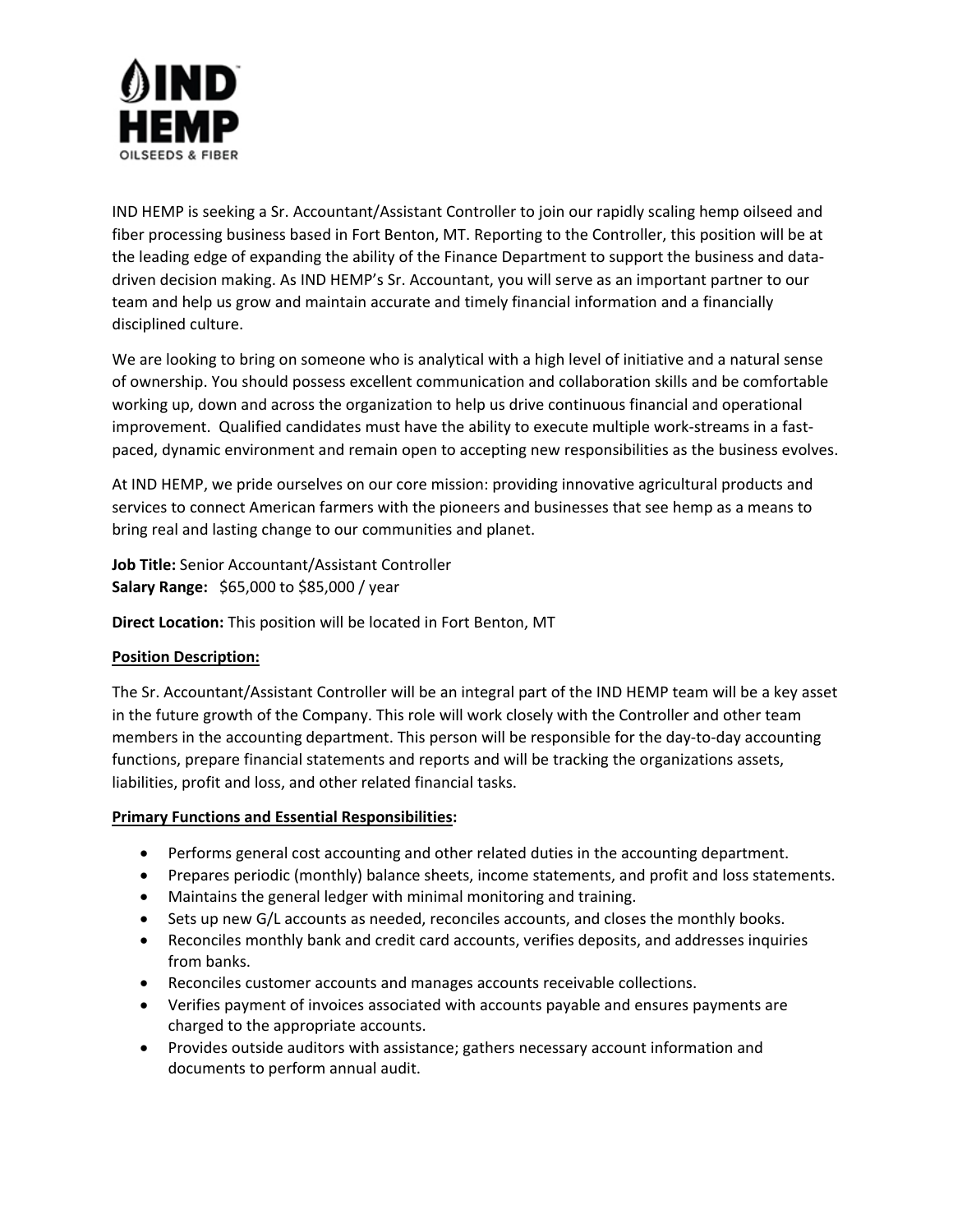IND HEMP is seeking a Sr. Accountant/Assistant Controller to join our rapidly scaling hemp oilseed and fiber processing business based in Fort Benton, MT. Reporting to the Controller, this position will be at the leading edge of expanding the ability of the Finance Department to support the business and data-driven decision making. As IND HEMP's Sr. Accountant, you will serve as an important partner to our team and help us grow and maintain accurate and timely financial information and a financially disciplined culture.

We are looking to bring on someone who is analytical with a high level of initiative and a natural sense of ownership. You should possess excellent communication and collaboration skills and be comfortable working up, down and across the organization to help us drive continuous financial and operational improvement. Qualified candidates must have the ability to execute multiple work-streams in a fast-paced, dynamic environment and remain open to accepting new responsibilities as the business evolves.

At IND HEMP, we pride ourselves on our core mission: providing innovative agricultural products and services to connect American farmers with the pioneers and businesses that see hemp as a means to bring real and lasting change to our communities and planet.

**Job Title:** Senior Accountant/Assistant Controller
**Salary Range:** $65,000 to $85,000 / year

**Direct Location:** This position will be located in Fort Benton, MT

**Position Description:**

The Sr. Accountant/Assistant Controller will be an integral part of the IND HEMP team will be a key asset in the future growth of the Company. This role will work closely with the Controller and other team members in the accounting department. This person will be responsible for the day-to-day accounting functions, prepare financial statements and reports and will be tracking the organizations assets, liabilities, profit and loss, and other related financial tasks.

**Primary Functions and Essential Responsibilities:**

- Performs general cost accounting and other related duties in the accounting department.
- Prepares periodic (monthly) balance sheets, income statements, and profit and loss statements.
- Maintains the general ledger with minimal monitoring and training.
- Sets up new G/L accounts as needed, reconciles accounts, and closes the monthly books.
- Reconciles monthly bank and credit card accounts, verifies deposits, and addresses inquiries from banks.
- Reconciles customer accounts and manages accounts receivable collections.
- Verifies payment of invoices associated with accounts payable and ensures payments are charged to the appropriate accounts.
- Provides outside auditors with assistance; gathers necessary account information and documents to perform annual audit.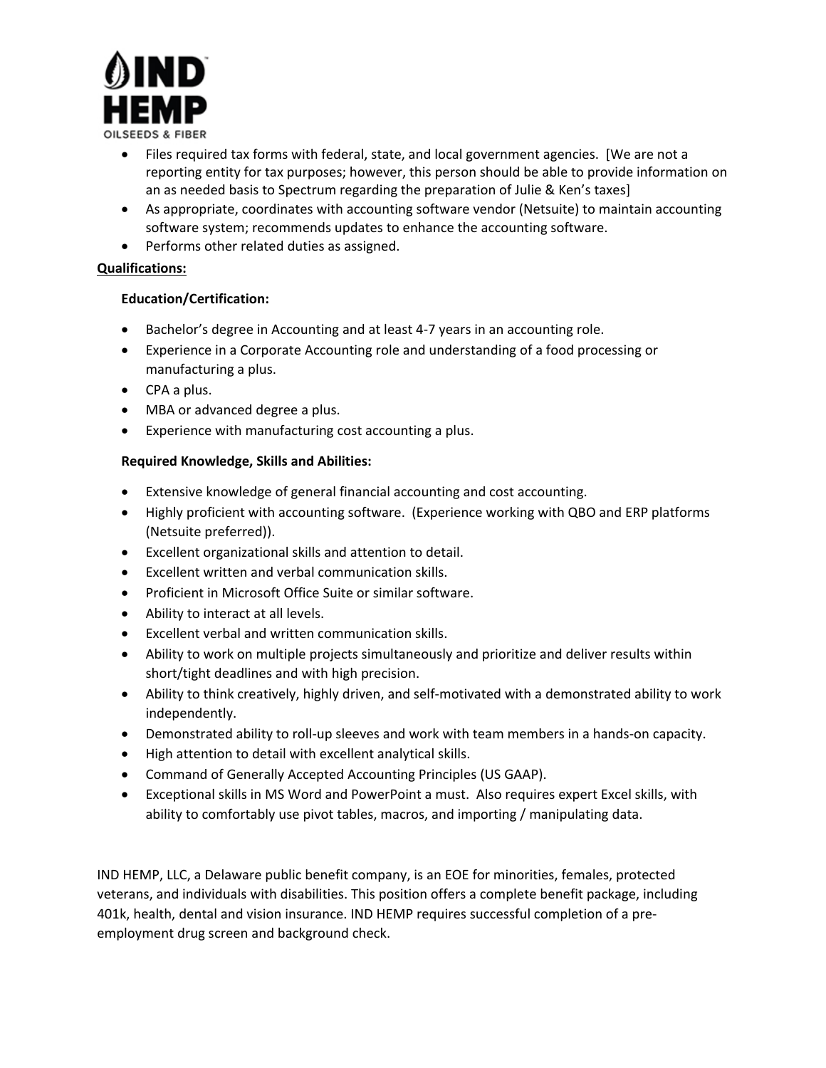- Files required tax forms with federal, state, and local government agencies. [We are not a reporting entity for tax purposes; however, this person should be able to provide information on an as needed basis to Spectrum regarding the preparation of Julie & Ken's taxes]
- As appropriate, coordinates with accounting software vendor (Netsuite) to maintain accounting software system; recommends updates to enhance the accounting software.
- Performs other related duties as assigned.

**Qualifications:**

**Education/Certification:**

- Bachelor's degree in Accounting and at least 4-7 years in an accounting role.
- Experience in a Corporate Accounting role and understanding of a food processing or manufacturing a plus.
- CPA a plus.
- MBA or advanced degree a plus.
- Experience with manufacturing cost accounting a plus.

**Required Knowledge, Skills and Abilities:**

- Extensive knowledge of general financial accounting and cost accounting.
- Highly proficient with accounting software. (Experience working with QBO and ERP platforms (Netsuite preferred)).
- Excellent organizational skills and attention to detail.
- Excellent written and verbal communication skills.
- Proficient in Microsoft Office Suite or similar software.
- Ability to interact at all levels.
- Excellent verbal and written communication skills.
- Ability to work on multiple projects simultaneously and prioritize and deliver results within short/tight deadlines and with high precision.
- Ability to think creatively, highly driven, and self-motivated with a demonstrated ability to work independently.
- Demonstrated ability to roll-up sleeves and work with team members in a hands-on capacity.
- High attention to detail with excellent analytical skills.
- Command of Generally Accepted Accounting Principles (US GAAP).
- Exceptional skills in MS Word and PowerPoint a must. Also requires expert Excel skills, with ability to comfortably use pivot tables, macros, and importing / manipulating data.

IND HEMP, LLC, a Delaware public benefit company, is an EOE for minorities, females, protected veterans, and individuals with disabilities. This position offers a complete benefit package, including 401k, health, dental and vision insurance. IND HEMP requires successful completion of a pre-employment drug screen and background check.